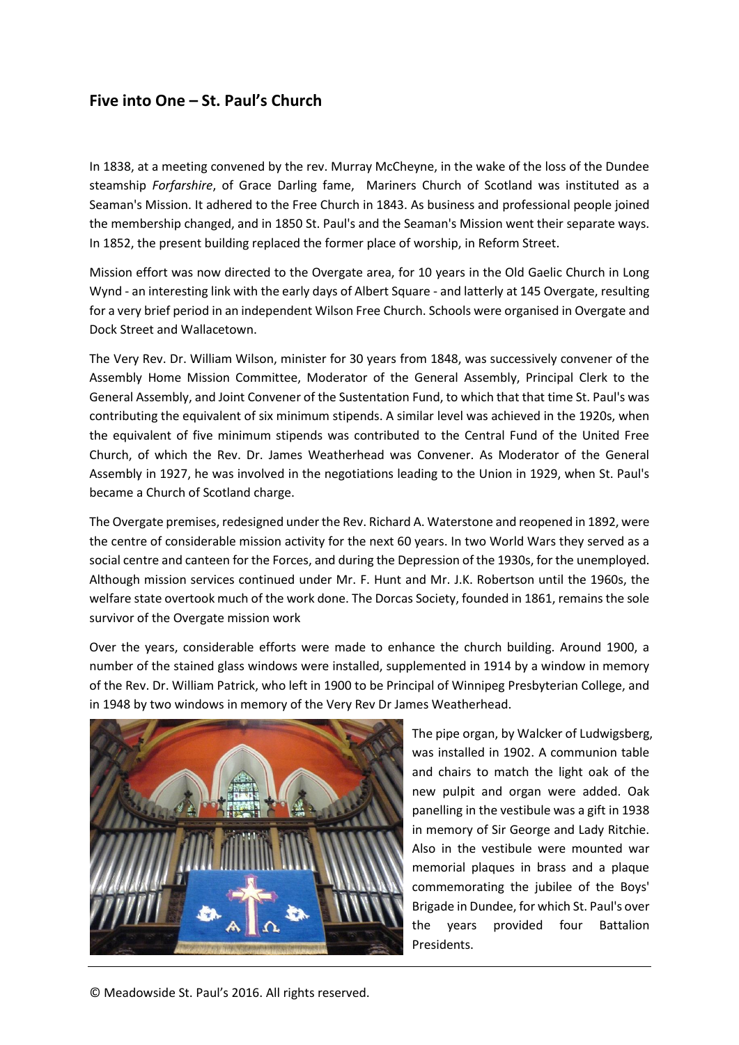## Five into One – St. Paul's Church

In 1838, at a meeting convened by the rev. Murray McCheyne, in the wake of the loss of the Dundee steamship *Forfarshire*, of Grace Darling fame, Mariners Church of Scotland was instituted as a Seaman's Mission. It adhered to the Free Church in 1843. As business and professional people joined the membership changed, and in 1850 St. Paul's and the Seaman's Mission went their separate ways. In 1852, the present building replaced the former place of worship, in Reform Street.

Mission effort was now directed to the Overgate area, for 10 years in the Old Gaelic Church in Long Wynd - an interesting link with the early days of Albert Square - and latterly at 145 Overgate, resulting for a very brief period in an independent Wilson Free Church. Schools were organised in Overgate and Dock Street and Wallacetown.

The Very Rev. Dr. William Wilson, minister for 30 years from 1848, was successively convener of the Assembly Home Mission Committee, Moderator of the General Assembly, Principal Clerk to the General Assembly, and Joint Convener of the Sustentation Fund, to which that that time St. Paul's was contributing the equivalent of six minimum stipends. A similar level was achieved in the 1920s, when the equivalent of five minimum stipends was contributed to the Central Fund of the United Free Church, of which the Rev. Dr. James Weatherhead was Convener. As Moderator of the General Assembly in 1927, he was involved in the negotiations leading to the Union in 1929, when St. Paul's became a Church of Scotland charge.

The Overgate premises, redesigned under the Rev. Richard A. Waterstone and reopened in 1892, were the centre of considerable mission activity for the next 60 years. In two World Wars they served as a social centre and canteen for the Forces, and during the Depression of the 1930s, for the unemployed. Although mission services continued under Mr. F. Hunt and Mr. J.K. Robertson until the 1960s, the welfare state overtook much of the work done. The Dorcas Society, founded in 1861, remains the sole survivor of the Overgate mission work

Over the years, considerable efforts were made to enhance the church building. Around 1900, a number of the stained glass windows were installed, supplemented in 1914 by a window in memory of the Rev. Dr. William Patrick, who left in 1900 to be Principal of Winnipeg Presbyterian College, and in 1948 by two windows in memory of the Very Rev Dr James Weatherhead.

The pipe organ, by Walcker of Ludwigsberg, was installed in 1902. A communion table and chairs to match the light oak of the new pulpit and organ were added. Oak panelling in the vestibule was a gift in 1938 in memory of Sir George and Lady Ritchie. Also in the vestibule were mounted war memorial plaques in brass and a plaque commemorating the jubilee of the Boys' Brigade in Dundee, for which St. Paul's over the years provided four Battalion Presidents.

© Meadowside St. Paul's 2016. All rights reserved.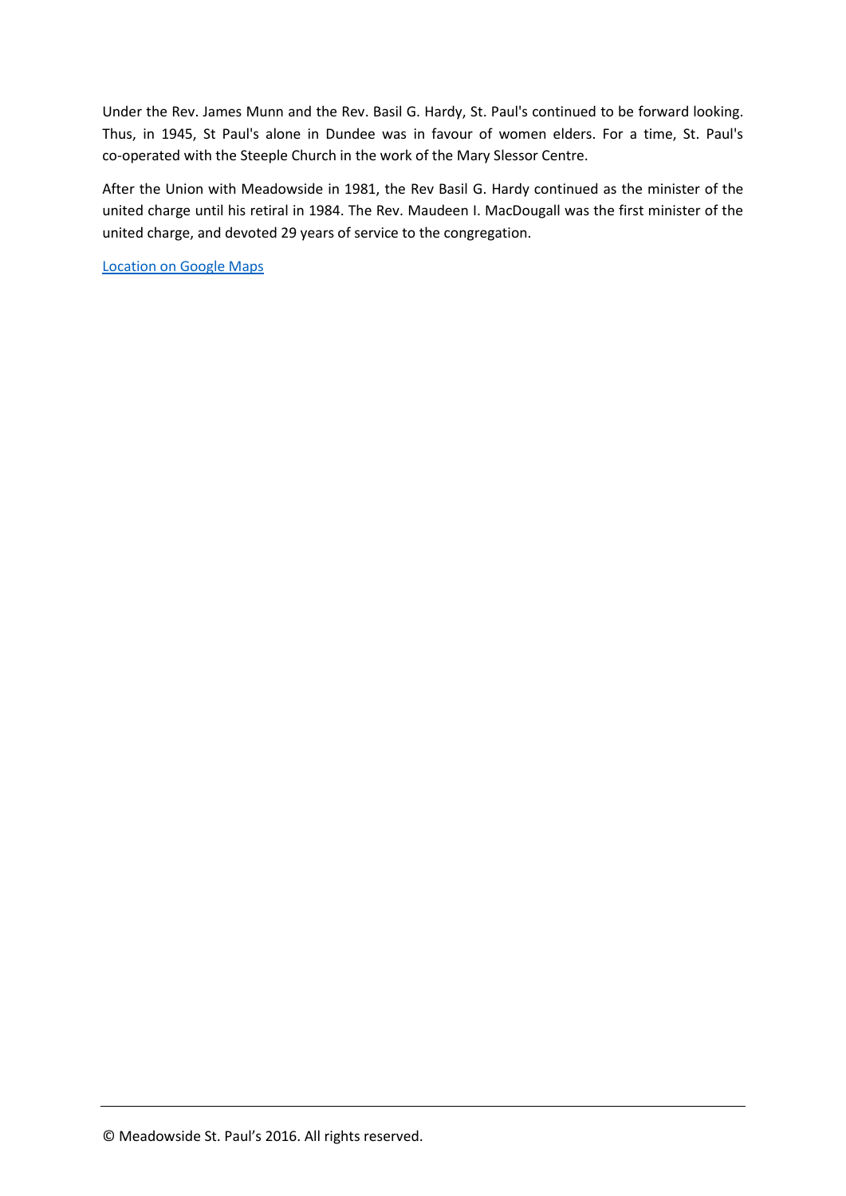Under the Rev. James Munn and the Rev. Basil G. Hardy, St. Paul's continued to be forward looking. Thus, in 1945, St Paul's alone in Dundee was in favour of women elders. For a time, St. Paul's co-operated with the Steeple Church in the work of the Mary Slessor Centre.

After the Union with Meadowside in 1981, the Rev Basil G. Hardy continued as the minister of the united charge until his retiral in 1984. The Rev. Maudeen I. MacDougall was the first minister of the united charge, and devoted 29 years of service to the congregation.

Location on Google Maps

© Meadowside St. Paul's 2016. All rights reserved.